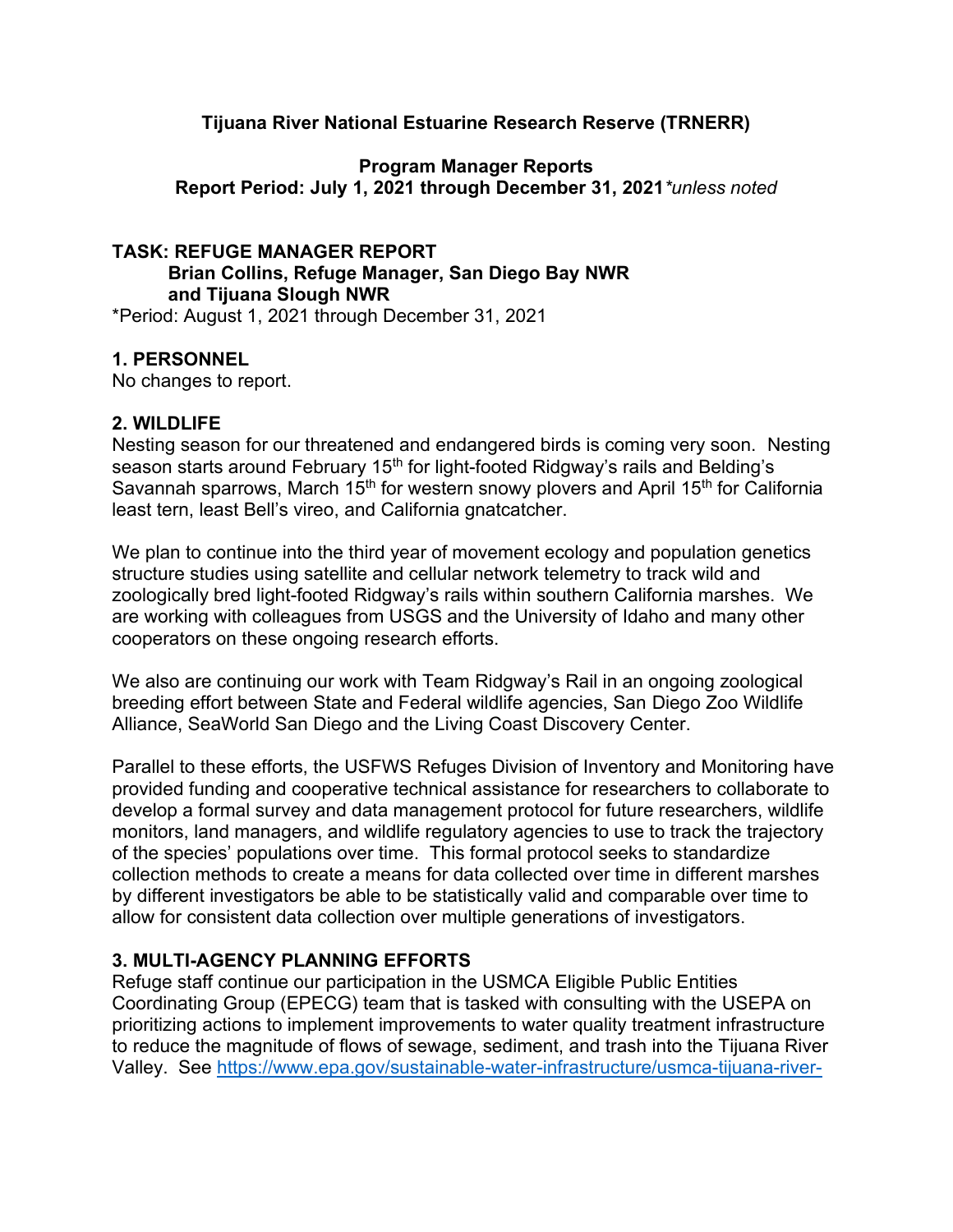**Tijuana River National Estuarine Research Reserve (TRNERR)**

**Program Manager Reports**
**Report Period: July 1, 2021 through December 31, 2021***unless noted*

**TASK: REFUGE MANAGER REPORT**
**Brian Collins, Refuge Manager, San Diego Bay NWR and Tijuana Slough NWR**
*Period: August 1, 2021 through December 31, 2021

### 1. PERSONNEL

No changes to report.

### 2. WILDLIFE

Nesting season for our threatened and endangered birds is coming very soon. Nesting season starts around February 15th for light-footed Ridgway's rails and Belding's Savannah sparrows, March 15th for western snowy plovers and April 15th for California least tern, least Bell's vireo, and California gnatcatcher.

We plan to continue into the third year of movement ecology and population genetics structure studies using satellite and cellular network telemetry to track wild and zoologically bred light-footed Ridgway's rails within southern California marshes. We are working with colleagues from USGS and the University of Idaho and many other cooperators on these ongoing research efforts.

We also are continuing our work with Team Ridgway's Rail in an ongoing zoological breeding effort between State and Federal wildlife agencies, San Diego Zoo Wildlife Alliance, SeaWorld San Diego and the Living Coast Discovery Center.

Parallel to these efforts, the USFWS Refuges Division of Inventory and Monitoring have provided funding and cooperative technical assistance for researchers to collaborate to develop a formal survey and data management protocol for future researchers, wildlife monitors, land managers, and wildlife regulatory agencies to use to track the trajectory of the species' populations over time. This formal protocol seeks to standardize collection methods to create a means for data collected over time in different marshes by different investigators be able to be statistically valid and comparable over time to allow for consistent data collection over multiple generations of investigators.

### 3. MULTI-AGENCY PLANNING EFFORTS

Refuge staff continue our participation in the USMCA Eligible Public Entities Coordinating Group (EPECG) team that is tasked with consulting with the USEPA on prioritizing actions to implement improvements to water quality treatment infrastructure to reduce the magnitude of flows of sewage, sediment, and trash into the Tijuana River Valley. See https://www.epa.gov/sustainable-water-infrastructure/usmca-tijuana-river-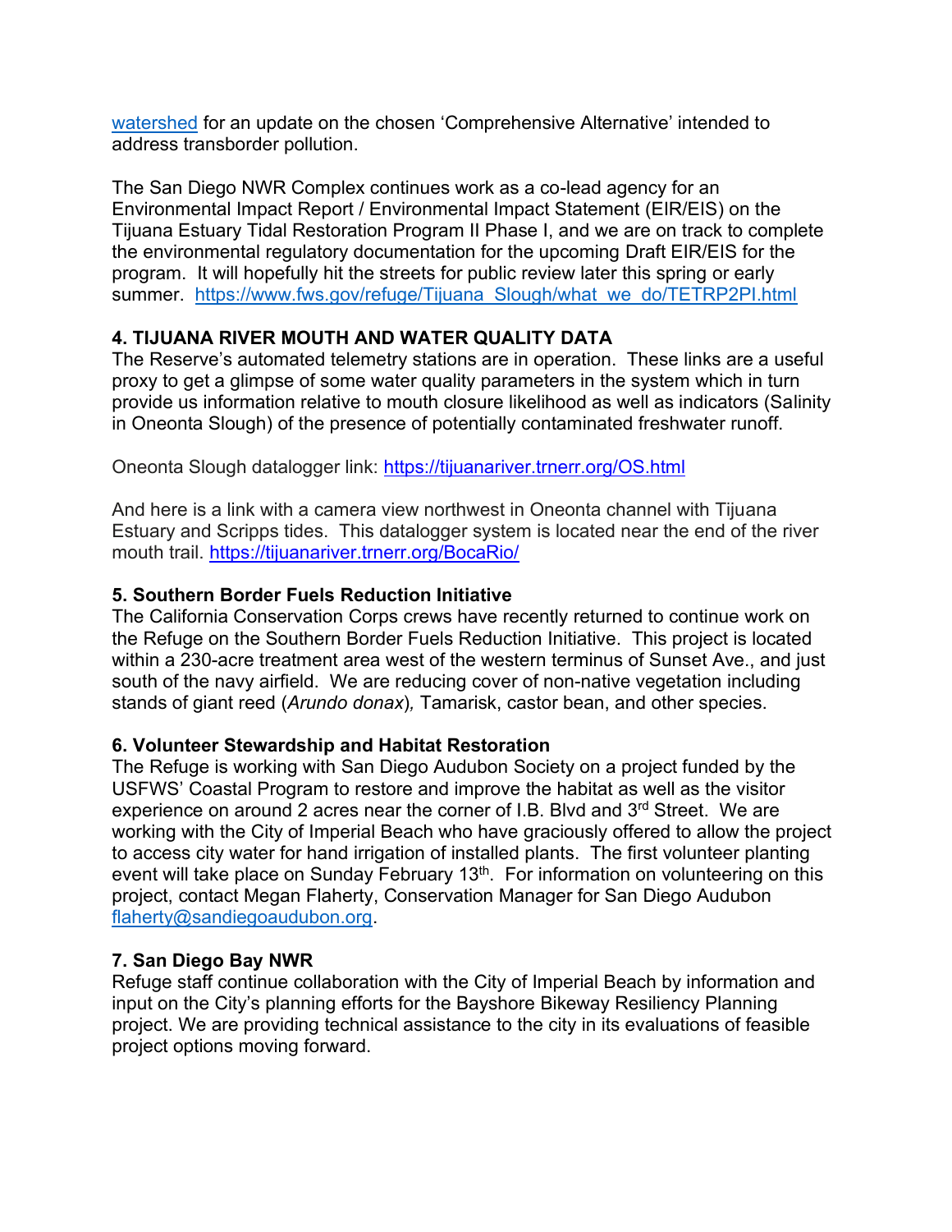[watershed](watershed) for an update on the chosen 'Comprehensive Alternative' intended to address transborder pollution.

The San Diego NWR Complex continues work as a co-lead agency for an Environmental Impact Report / Environmental Impact Statement (EIR/EIS) on the Tijuana Estuary Tidal Restoration Program II Phase I, and we are on track to complete the environmental regulatory documentation for the upcoming Draft EIR/EIS for the program. It will hopefully hit the streets for public review later this spring or early summer. https://www.fws.gov/refuge/Tijuana_Slough/what_we_do/TETRP2PI.html

### 4. TIJUANA RIVER MOUTH AND WATER QUALITY DATA

The Reserve's automated telemetry stations are in operation. These links are a useful proxy to get a glimpse of some water quality parameters in the system which in turn provide us information relative to mouth closure likelihood as well as indicators (Salinity in Oneonta Slough) of the presence of potentially contaminated freshwater runoff.

Oneonta Slough datalogger link: https://tijuanariver.trnerr.org/OS.html

And here is a link with a camera view northwest in Oneonta channel with Tijuana Estuary and Scripps tides. This datalogger system is located near the end of the river mouth trail. https://tijuanariver.trnerr.org/BocaRio/

### 5. Southern Border Fuels Reduction Initiative

The California Conservation Corps crews have recently returned to continue work on the Refuge on the Southern Border Fuels Reduction Initiative. This project is located within a 230-acre treatment area west of the western terminus of Sunset Ave., and just south of the navy airfield. We are reducing cover of non-native vegetation including stands of giant reed (*Arundo donax*), Tamarisk, castor bean, and other species.

### 6. Volunteer Stewardship and Habitat Restoration

The Refuge is working with San Diego Audubon Society on a project funded by the USFWS' Coastal Program to restore and improve the habitat as well as the visitor experience on around 2 acres near the corner of I.B. Blvd and 3rd Street. We are working with the City of Imperial Beach who have graciously offered to allow the project to access city water for hand irrigation of installed plants. The first volunteer planting event will take place on Sunday February 13th. For information on volunteering on this project, contact Megan Flaherty, Conservation Manager for San Diego Audubon flaherty@sandiegoaudubon.org.

### 7. San Diego Bay NWR

Refuge staff continue collaboration with the City of Imperial Beach by information and input on the City's planning efforts for the Bayshore Bikeway Resiliency Planning project. We are providing technical assistance to the city in its evaluations of feasible project options moving forward.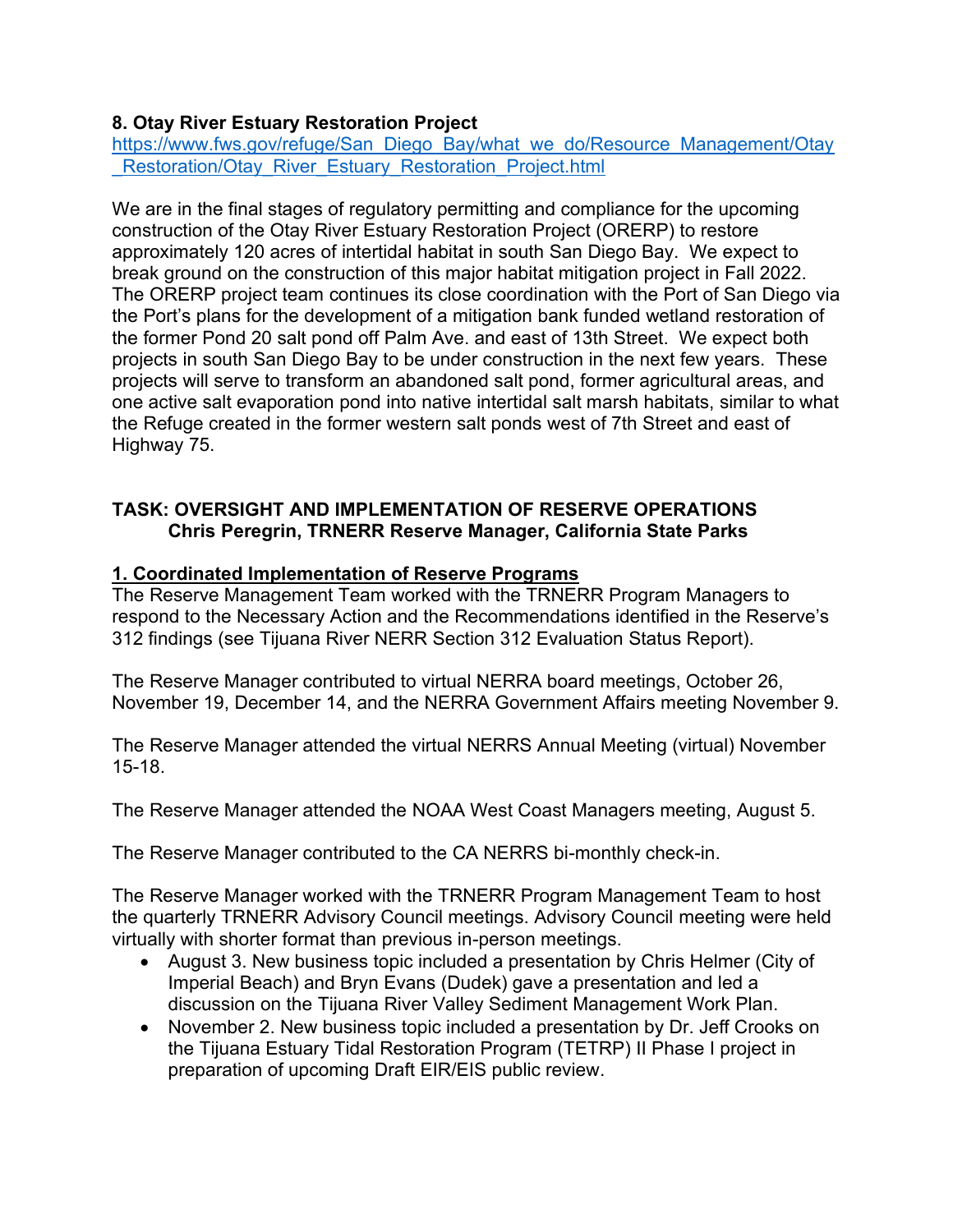**8. Otay River Estuary Restoration Project**

https://www.fws.gov/refuge/San_Diego_Bay/what_we_do/Resource_Management/Otay_Restoration/Otay_River_Estuary_Restoration_Project.html

We are in the final stages of regulatory permitting and compliance for the upcoming construction of the Otay River Estuary Restoration Project (ORERP) to restore approximately 120 acres of intertidal habitat in south San Diego Bay. We expect to break ground on the construction of this major habitat mitigation project in Fall 2022. The ORERP project team continues its close coordination with the Port of San Diego via the Port's plans for the development of a mitigation bank funded wetland restoration of the former Pond 20 salt pond off Palm Ave. and east of 13th Street. We expect both projects in south San Diego Bay to be under construction in the next few years. These projects will serve to transform an abandoned salt pond, former agricultural areas, and one active salt evaporation pond into native intertidal salt marsh habitats, similar to what the Refuge created in the former western salt ponds west of 7th Street and east of Highway 75.

**TASK: OVERSIGHT AND IMPLEMENTATION OF RESERVE OPERATIONS**
**Chris Peregrin, TRNERR Reserve Manager, California State Parks**

**1. Coordinated Implementation of Reserve Programs**

The Reserve Management Team worked with the TRNERR Program Managers to respond to the Necessary Action and the Recommendations identified in the Reserve's 312 findings (see Tijuana River NERR Section 312 Evaluation Status Report).

The Reserve Manager contributed to virtual NERRA board meetings, October 26, November 19, December 14, and the NERRA Government Affairs meeting November 9.

The Reserve Manager attended the virtual NERRS Annual Meeting (virtual) November 15-18.

The Reserve Manager attended the NOAA West Coast Managers meeting, August 5.

The Reserve Manager contributed to the CA NERRS bi-monthly check-in.

The Reserve Manager worked with the TRNERR Program Management Team to host the quarterly TRNERR Advisory Council meetings. Advisory Council meeting were held virtually with shorter format than previous in-person meetings.

- August 3. New business topic included a presentation by Chris Helmer (City of Imperial Beach) and Bryn Evans (Dudek) gave a presentation and led a discussion on the Tijuana River Valley Sediment Management Work Plan.
- November 2. New business topic included a presentation by Dr. Jeff Crooks on the Tijuana Estuary Tidal Restoration Program (TETRP) II Phase I project in preparation of upcoming Draft EIR/EIS public review.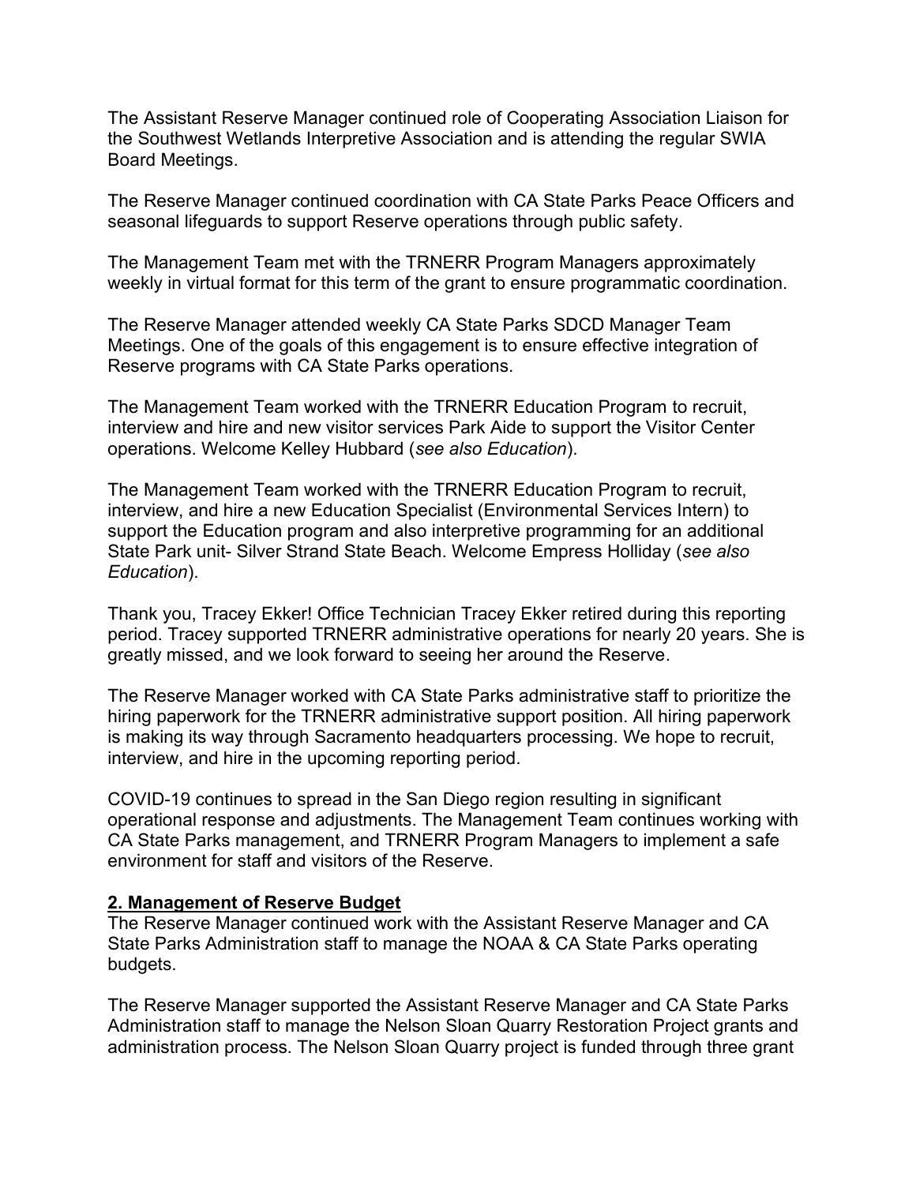The Assistant Reserve Manager continued role of Cooperating Association Liaison for the Southwest Wetlands Interpretive Association and is attending the regular SWIA Board Meetings.

The Reserve Manager continued coordination with CA State Parks Peace Officers and seasonal lifeguards to support Reserve operations through public safety.

The Management Team met with the TRNERR Program Managers approximately weekly in virtual format for this term of the grant to ensure programmatic coordination.

The Reserve Manager attended weekly CA State Parks SDCD Manager Team Meetings. One of the goals of this engagement is to ensure effective integration of Reserve programs with CA State Parks operations.

The Management Team worked with the TRNERR Education Program to recruit, interview and hire and new visitor services Park Aide to support the Visitor Center operations. Welcome Kelley Hubbard (*see also Education*).

The Management Team worked with the TRNERR Education Program to recruit, interview, and hire a new Education Specialist (Environmental Services Intern) to support the Education program and also interpretive programming for an additional State Park unit- Silver Strand State Beach. Welcome Empress Holliday (*see also Education*).

Thank you, Tracey Ekker! Office Technician Tracey Ekker retired during this reporting period. Tracey supported TRNERR administrative operations for nearly 20 years. She is greatly missed, and we look forward to seeing her around the Reserve.

The Reserve Manager worked with CA State Parks administrative staff to prioritize the hiring paperwork for the TRNERR administrative support position. All hiring paperwork is making its way through Sacramento headquarters processing. We hope to recruit, interview, and hire in the upcoming reporting period.

COVID-19 continues to spread in the San Diego region resulting in significant operational response and adjustments. The Management Team continues working with CA State Parks management, and TRNERR Program Managers to implement a safe environment for staff and visitors of the Reserve.

## 2. Management of Reserve Budget

The Reserve Manager continued work with the Assistant Reserve Manager and CA State Parks Administration staff to manage the NOAA & CA State Parks operating budgets.

The Reserve Manager supported the Assistant Reserve Manager and CA State Parks Administration staff to manage the Nelson Sloan Quarry Restoration Project grants and administration process. The Nelson Sloan Quarry project is funded through three grant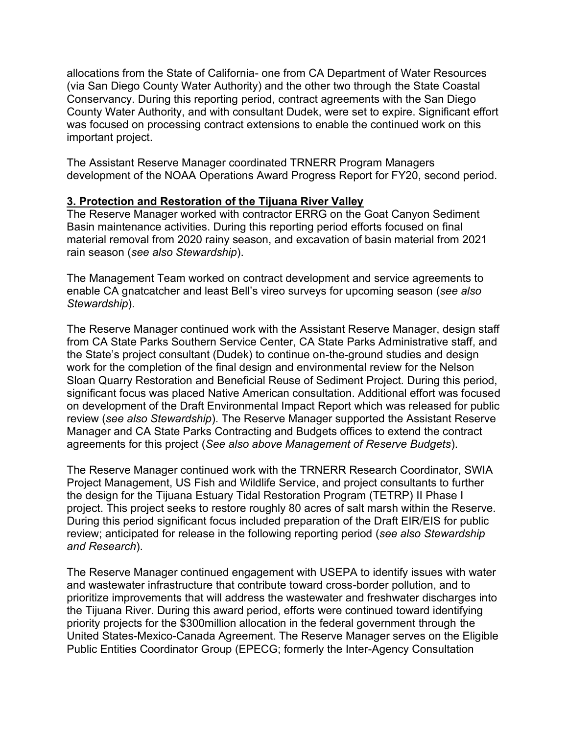allocations from the State of California- one from CA Department of Water Resources (via San Diego County Water Authority) and the other two through the State Coastal Conservancy. During this reporting period, contract agreements with the San Diego County Water Authority, and with consultant Dudek, were set to expire. Significant effort was focused on processing contract extensions to enable the continued work on this important project.

The Assistant Reserve Manager coordinated TRNERR Program Managers development of the NOAA Operations Award Progress Report for FY20, second period.

## 3. Protection and Restoration of the Tijuana River Valley

The Reserve Manager worked with contractor ERRG on the Goat Canyon Sediment Basin maintenance activities. During this reporting period efforts focused on final material removal from 2020 rainy season, and excavation of basin material from 2021 rain season (*see also Stewardship*).

The Management Team worked on contract development and service agreements to enable CA gnatcatcher and least Bell's vireo surveys for upcoming season (*see also Stewardship*).

The Reserve Manager continued work with the Assistant Reserve Manager, design staff from CA State Parks Southern Service Center, CA State Parks Administrative staff, and the State's project consultant (Dudek) to continue on-the-ground studies and design work for the completion of the final design and environmental review for the Nelson Sloan Quarry Restoration and Beneficial Reuse of Sediment Project. During this period, significant focus was placed Native American consultation. Additional effort was focused on development of the Draft Environmental Impact Report which was released for public review (*see also Stewardship*). The Reserve Manager supported the Assistant Reserve Manager and CA State Parks Contracting and Budgets offices to extend the contract agreements for this project (*See also above Management of Reserve Budgets*).

The Reserve Manager continued work with the TRNERR Research Coordinator, SWIA Project Management, US Fish and Wildlife Service, and project consultants to further the design for the Tijuana Estuary Tidal Restoration Program (TETRP) II Phase I project. This project seeks to restore roughly 80 acres of salt marsh within the Reserve. During this period significant focus included preparation of the Draft EIR/EIS for public review; anticipated for release in the following reporting period (*see also Stewardship and Research*).

The Reserve Manager continued engagement with USEPA to identify issues with water and wastewater infrastructure that contribute toward cross-border pollution, and to prioritize improvements that will address the wastewater and freshwater discharges into the Tijuana River. During this award period, efforts were continued toward identifying priority projects for the $300million allocation in the federal government through the United States-Mexico-Canada Agreement. The Reserve Manager serves on the Eligible Public Entities Coordinator Group (EPECG; formerly the Inter-Agency Consultation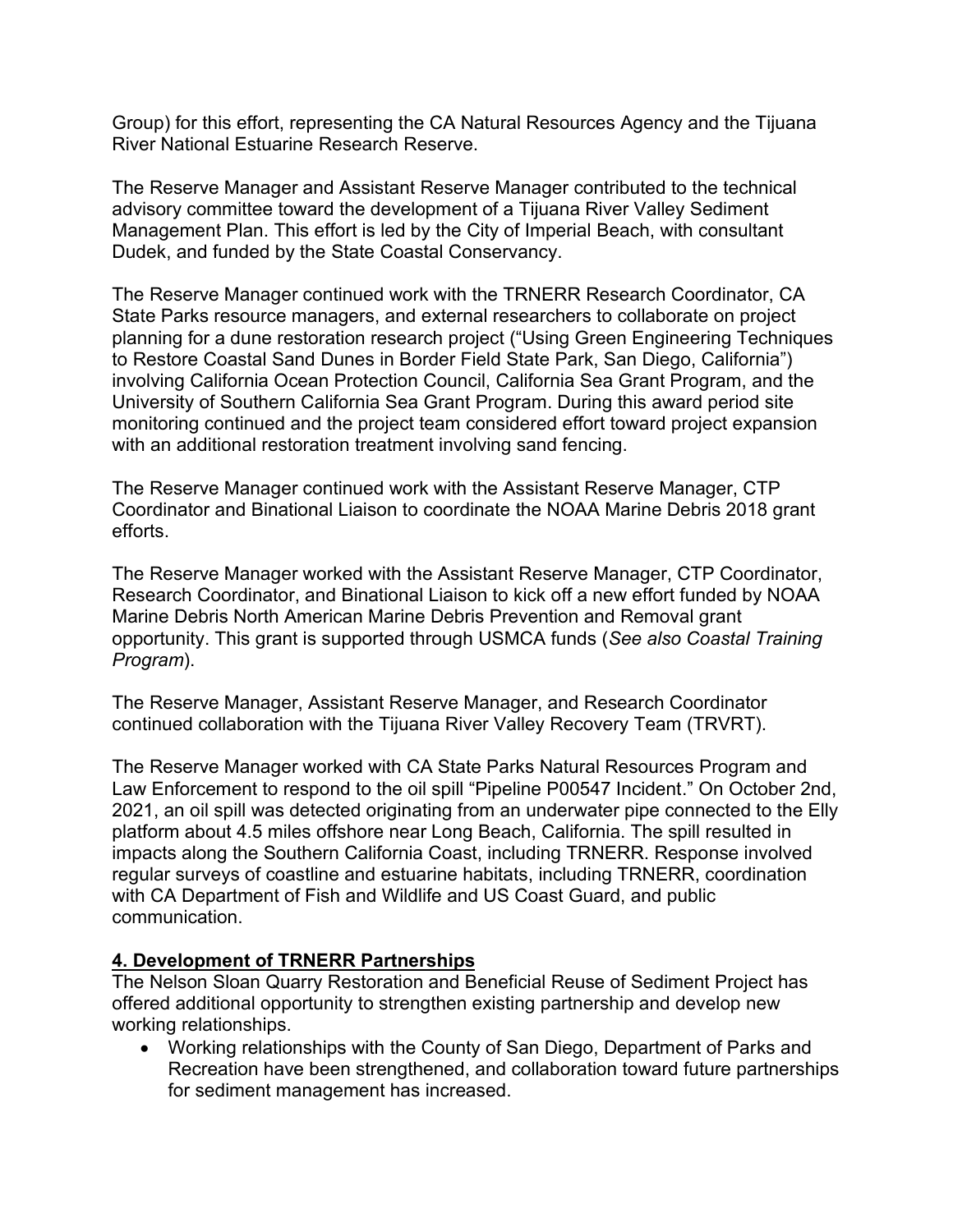Group) for this effort, representing the CA Natural Resources Agency and the Tijuana River National Estuarine Research Reserve.

The Reserve Manager and Assistant Reserve Manager contributed to the technical advisory committee toward the development of a Tijuana River Valley Sediment Management Plan. This effort is led by the City of Imperial Beach, with consultant Dudek, and funded by the State Coastal Conservancy.

The Reserve Manager continued work with the TRNERR Research Coordinator, CA State Parks resource managers, and external researchers to collaborate on project planning for a dune restoration research project ("Using Green Engineering Techniques to Restore Coastal Sand Dunes in Border Field State Park, San Diego, California") involving California Ocean Protection Council, California Sea Grant Program, and the University of Southern California Sea Grant Program. During this award period site monitoring continued and the project team considered effort toward project expansion with an additional restoration treatment involving sand fencing.

The Reserve Manager continued work with the Assistant Reserve Manager, CTP Coordinator and Binational Liaison to coordinate the NOAA Marine Debris 2018 grant efforts.

The Reserve Manager worked with the Assistant Reserve Manager, CTP Coordinator, Research Coordinator, and Binational Liaison to kick off a new effort funded by NOAA Marine Debris North American Marine Debris Prevention and Removal grant opportunity. This grant is supported through USMCA funds (*See also Coastal Training Program*).

The Reserve Manager, Assistant Reserve Manager, and Research Coordinator continued collaboration with the Tijuana River Valley Recovery Team (TRVRT).

The Reserve Manager worked with CA State Parks Natural Resources Program and Law Enforcement to respond to the oil spill "Pipeline P00547 Incident." On October 2nd, 2021, an oil spill was detected originating from an underwater pipe connected to the Elly platform about 4.5 miles offshore near Long Beach, California. The spill resulted in impacts along the Southern California Coast, including TRNERR. Response involved regular surveys of coastline and estuarine habitats, including TRNERR, coordination with CA Department of Fish and Wildlife and US Coast Guard, and public communication.

## 4. Development of TRNERR Partnerships

The Nelson Sloan Quarry Restoration and Beneficial Reuse of Sediment Project has offered additional opportunity to strengthen existing partnership and develop new working relationships.

- Working relationships with the County of San Diego, Department of Parks and Recreation have been strengthened, and collaboration toward future partnerships for sediment management has increased.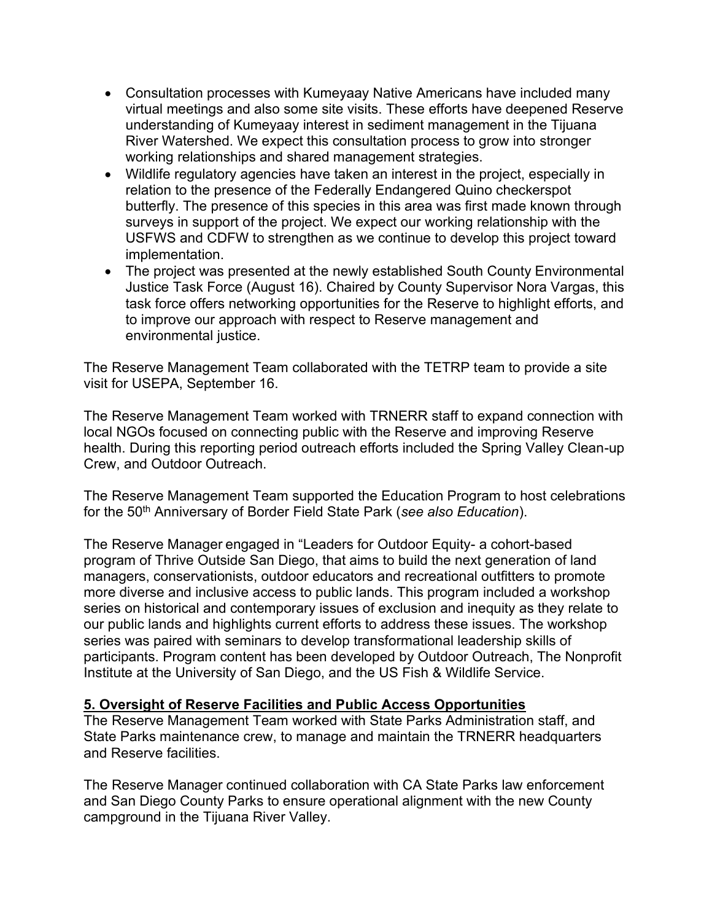- Consultation processes with Kumeyaay Native Americans have included many virtual meetings and also some site visits. These efforts have deepened Reserve understanding of Kumeyaay interest in sediment management in the Tijuana River Watershed. We expect this consultation process to grow into stronger working relationships and shared management strategies.
- Wildlife regulatory agencies have taken an interest in the project, especially in relation to the presence of the Federally Endangered Quino checkerspot butterfly. The presence of this species in this area was first made known through surveys in support of the project. We expect our working relationship with the USFWS and CDFW to strengthen as we continue to develop this project toward implementation.
- The project was presented at the newly established South County Environmental Justice Task Force (August 16). Chaired by County Supervisor Nora Vargas, this task force offers networking opportunities for the Reserve to highlight efforts, and to improve our approach with respect to Reserve management and environmental justice.

The Reserve Management Team collaborated with the TETRP team to provide a site visit for USEPA, September 16.

The Reserve Management Team worked with TRNERR staff to expand connection with local NGOs focused on connecting public with the Reserve and improving Reserve health. During this reporting period outreach efforts included the Spring Valley Clean-up Crew, and Outdoor Outreach.

The Reserve Management Team supported the Education Program to host celebrations for the 50th Anniversary of Border Field State Park (*see also Education*).

The Reserve Manager engaged in "Leaders for Outdoor Equity- a cohort-based program of Thrive Outside San Diego, that aims to build the next generation of land managers, conservationists, outdoor educators and recreational outfitters to promote more diverse and inclusive access to public lands. This program included a workshop series on historical and contemporary issues of exclusion and inequity as they relate to our public lands and highlights current efforts to address these issues. The workshop series was paired with seminars to develop transformational leadership skills of participants. Program content has been developed by Outdoor Outreach, The Nonprofit Institute at the University of San Diego, and the US Fish & Wildlife Service.

**5. Oversight of Reserve Facilities and Public Access Opportunities**

The Reserve Management Team worked with State Parks Administration staff, and State Parks maintenance crew, to manage and maintain the TRNERR headquarters and Reserve facilities.

The Reserve Manager continued collaboration with CA State Parks law enforcement and San Diego County Parks to ensure operational alignment with the new County campground in the Tijuana River Valley.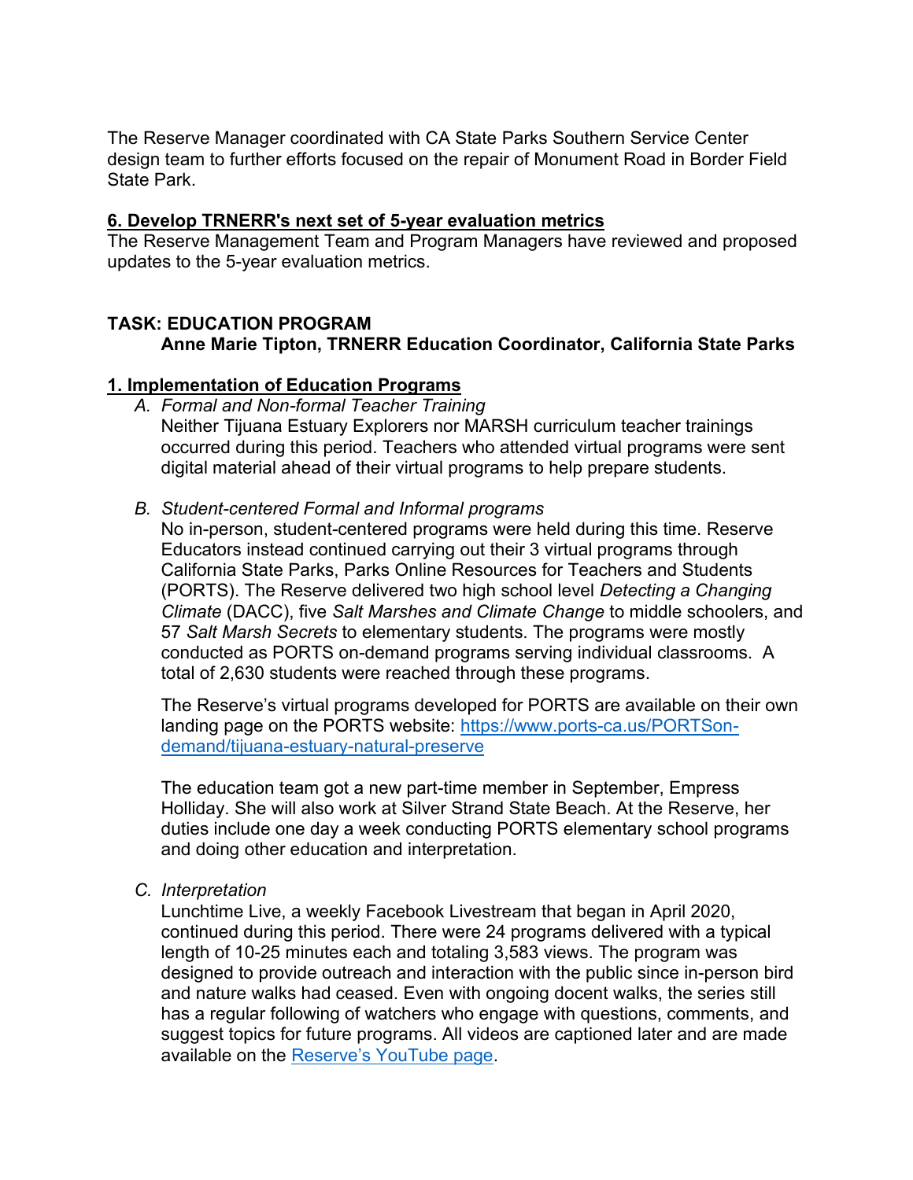The Reserve Manager coordinated with CA State Parks Southern Service Center design team to further efforts focused on the repair of Monument Road in Border Field State Park.

**6. Develop TRNERR's next set of 5-year evaluation metrics**

The Reserve Management Team and Program Managers have reviewed and proposed updates to the 5-year evaluation metrics.

## TASK: EDUCATION PROGRAM

**Anne Marie Tipton, TRNERR Education Coordinator, California State Parks**

**1. Implementation of Education Programs**

A. *Formal and Non-formal Teacher Training*

Neither Tijuana Estuary Explorers nor MARSH curriculum teacher trainings occurred during this period. Teachers who attended virtual programs were sent digital material ahead of their virtual programs to help prepare students.

B. *Student-centered Formal and Informal programs*

No in-person, student-centered programs were held during this time. Reserve Educators instead continued carrying out their 3 virtual programs through California State Parks, Parks Online Resources for Teachers and Students (PORTS). The Reserve delivered two high school level *Detecting a Changing Climate* (DACC), five *Salt Marshes and Climate Change* to middle schoolers, and 57 *Salt Marsh Secrets* to elementary students. The programs were mostly conducted as PORTS on-demand programs serving individual classrooms. A total of 2,630 students were reached through these programs.

The Reserve's virtual programs developed for PORTS are available on their own landing page on the PORTS website: [https://www.ports-ca.us/PORTSon-demand/tijuana-estuary-natural-preserve](https://www.ports-ca.us/PORTSon-demand/tijuana-estuary-natural-preserve)

The education team got a new part-time member in September, Empress Holliday. She will also work at Silver Strand State Beach. At the Reserve, her duties include one day a week conducting PORTS elementary school programs and doing other education and interpretation.

C. *Interpretation*

Lunchtime Live, a weekly Facebook Livestream that began in April 2020, continued during this period. There were 24 programs delivered with a typical length of 10-25 minutes each and totaling 3,583 views. The program was designed to provide outreach and interaction with the public since in-person bird and nature walks had ceased. Even with ongoing docent walks, the series still has a regular following of watchers who engage with questions, comments, and suggest topics for future programs. All videos are captioned later and are made available on the Reserve's YouTube page.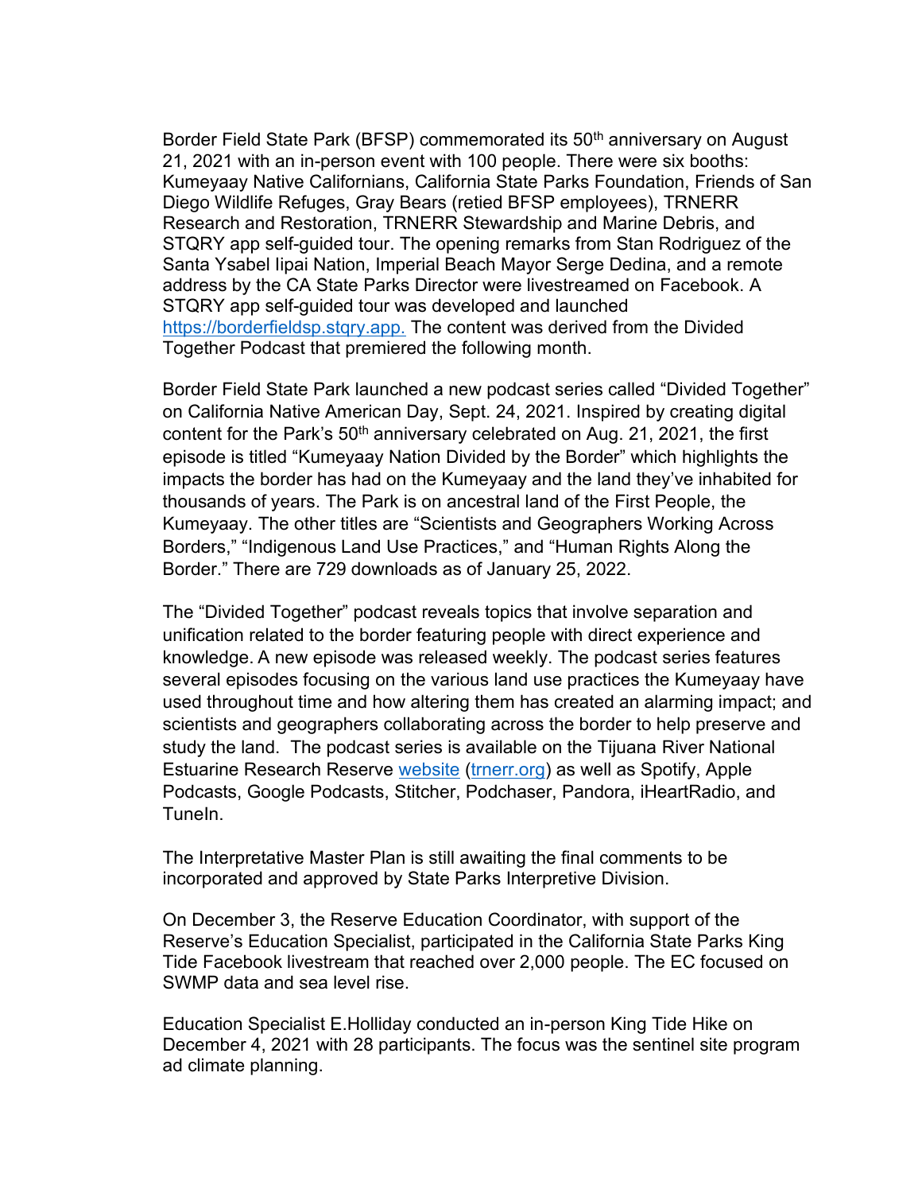Border Field State Park (BFSP) commemorated its 50th anniversary on August 21, 2021 with an in-person event with 100 people. There were six booths: Kumeyaay Native Californians, California State Parks Foundation, Friends of San Diego Wildlife Refuges, Gray Bears (retied BFSP employees), TRNERR Research and Restoration, TRNERR Stewardship and Marine Debris, and STQRY app self-guided tour. The opening remarks from Stan Rodriguez of the Santa Ysabel Iipai Nation, Imperial Beach Mayor Serge Dedina, and a remote address by the CA State Parks Director were livestreamed on Facebook. A STQRY app self-guided tour was developed and launched https://borderfieldsp.stqry.app. The content was derived from the Divided Together Podcast that premiered the following month.

Border Field State Park launched a new podcast series called "Divided Together" on California Native American Day, Sept. 24, 2021. Inspired by creating digital content for the Park's 50th anniversary celebrated on Aug. 21, 2021, the first episode is titled "Kumeyaay Nation Divided by the Border" which highlights the impacts the border has had on the Kumeyaay and the land they've inhabited for thousands of years. The Park is on ancestral land of the First People, the Kumeyaay. The other titles are "Scientists and Geographers Working Across Borders," "Indigenous Land Use Practices," and "Human Rights Along the Border." There are 729 downloads as of January 25, 2022.

The "Divided Together" podcast reveals topics that involve separation and unification related to the border featuring people with direct experience and knowledge. A new episode was released weekly. The podcast series features several episodes focusing on the various land use practices the Kumeyaay have used throughout time and how altering them has created an alarming impact; and scientists and geographers collaborating across the border to help preserve and study the land. The podcast series is available on the Tijuana River National Estuarine Research Reserve website (trnerr.org) as well as Spotify, Apple Podcasts, Google Podcasts, Stitcher, Podchaser, Pandora, iHeartRadio, and TuneIn.

The Interpretative Master Plan is still awaiting the final comments to be incorporated and approved by State Parks Interpretive Division.

On December 3, the Reserve Education Coordinator, with support of the Reserve's Education Specialist, participated in the California State Parks King Tide Facebook livestream that reached over 2,000 people. The EC focused on SWMP data and sea level rise.

Education Specialist E.Holliday conducted an in-person King Tide Hike on December 4, 2021 with 28 participants. The focus was the sentinel site program ad climate planning.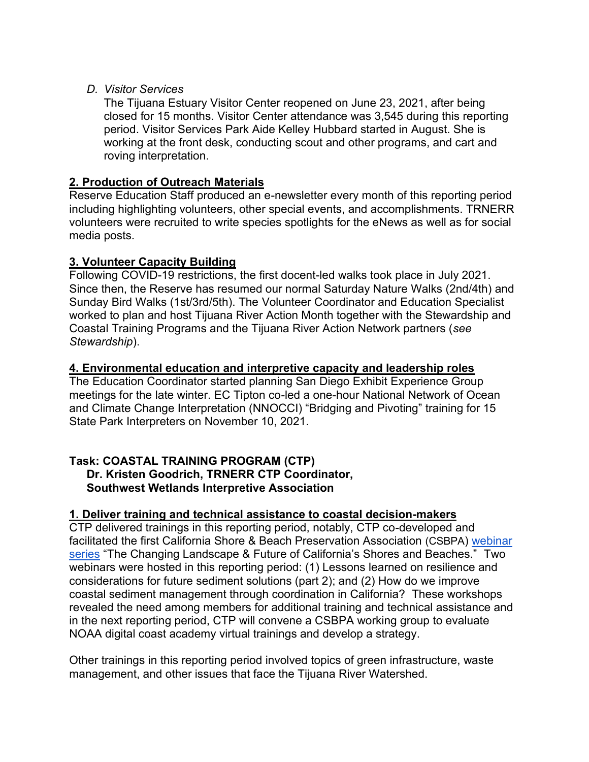*D. Visitor Services*

The Tijuana Estuary Visitor Center reopened on June 23, 2021, after being closed for 15 months. Visitor Center attendance was 3,545 during this reporting period. Visitor Services Park Aide Kelley Hubbard started in August. She is working at the front desk, conducting scout and other programs, and cart and roving interpretation.

**2. Production of Outreach Materials**

Reserve Education Staff produced an e-newsletter every month of this reporting period including highlighting volunteers, other special events, and accomplishments. TRNERR volunteers were recruited to write species spotlights for the eNews as well as for social media posts.

**3. Volunteer Capacity Building**

Following COVID-19 restrictions, the first docent-led walks took place in July 2021. Since then, the Reserve has resumed our normal Saturday Nature Walks (2nd/4th) and Sunday Bird Walks (1st/3rd/5th). The Volunteer Coordinator and Education Specialist worked to plan and host Tijuana River Action Month together with the Stewardship and Coastal Training Programs and the Tijuana River Action Network partners (*see Stewardship*).

**4. Environmental education and interpretive capacity and leadership roles**

The Education Coordinator started planning San Diego Exhibit Experience Group meetings for the late winter. EC Tipton co-led a one-hour National Network of Ocean and Climate Change Interpretation (NNOCCI) "Bridging and Pivoting" training for 15 State Park Interpreters on November 10, 2021.

**Task: COASTAL TRAINING PROGRAM (CTP)**
**Dr. Kristen Goodrich, TRNERR CTP Coordinator,**
**Southwest Wetlands Interpretive Association**

**1. Deliver training and technical assistance to coastal decision-makers**

CTP delivered trainings in this reporting period, notably, CTP co-developed and facilitated the first California Shore & Beach Preservation Association (CSBPA) webinar series "The Changing Landscape & Future of California's Shores and Beaches." Two webinars were hosted in this reporting period: (1) Lessons learned on resilience and considerations for future sediment solutions (part 2); and (2) How do we improve coastal sediment management through coordination in California? These workshops revealed the need among members for additional training and technical assistance and in the next reporting period, CTP will convene a CSBPA working group to evaluate NOAA digital coast academy virtual trainings and develop a strategy.

Other trainings in this reporting period involved topics of green infrastructure, waste management, and other issues that face the Tijuana River Watershed.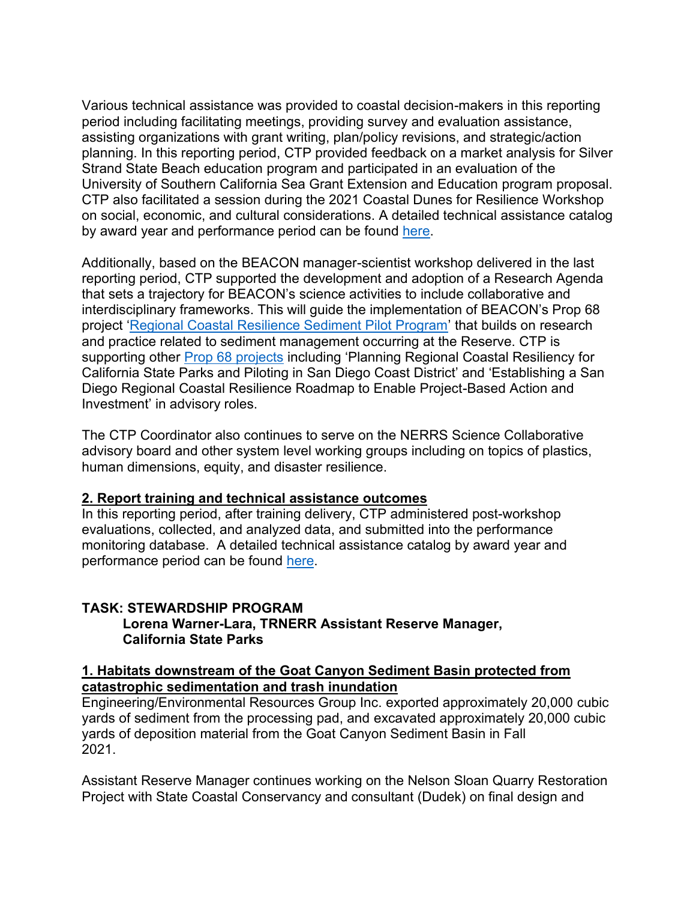Various technical assistance was provided to coastal decision-makers in this reporting period including facilitating meetings, providing survey and evaluation assistance, assisting organizations with grant writing, plan/policy revisions, and strategic/action planning. In this reporting period, CTP provided feedback on a market analysis for Silver Strand State Beach education program and participated in an evaluation of the University of Southern California Sea Grant Extension and Education program proposal. CTP also facilitated a session during the 2021 Coastal Dunes for Resilience Workshop on social, economic, and cultural considerations. A detailed technical assistance catalog by award year and performance period can be found here.

Additionally, based on the BEACON manager-scientist workshop delivered in the last reporting period, CTP supported the development and adoption of a Research Agenda that sets a trajectory for BEACON's science activities to include collaborative and interdisciplinary frameworks. This will guide the implementation of BEACON's Prop 68 project 'Regional Coastal Resilience Sediment Pilot Program' that builds on research and practice related to sediment management occurring at the Reserve. CTP is supporting other Prop 68 projects including 'Planning Regional Coastal Resiliency for California State Parks and Piloting in San Diego Coast District' and 'Establishing a San Diego Regional Coastal Resilience Roadmap to Enable Project-Based Action and Investment' in advisory roles.

The CTP Coordinator also continues to serve on the NERRS Science Collaborative advisory board and other system level working groups including on topics of plastics, human dimensions, equity, and disaster resilience.

**2. Report training and technical assistance outcomes**

In this reporting period, after training delivery, CTP administered post-workshop evaluations, collected, and analyzed data, and submitted into the performance monitoring database. A detailed technical assistance catalog by award year and performance period can be found here.

## TASK: STEWARDSHIP PROGRAM

**Lorena Warner-Lara, TRNERR Assistant Reserve Manager, California State Parks**

**1. Habitats downstream of the Goat Canyon Sediment Basin protected from catastrophic sedimentation and trash inundation**

Engineering/Environmental Resources Group Inc. exported approximately 20,000 cubic yards of sediment from the processing pad, and excavated approximately 20,000 cubic yards of deposition material from the Goat Canyon Sediment Basin in Fall 2021.

Assistant Reserve Manager continues working on the Nelson Sloan Quarry Restoration Project with State Coastal Conservancy and consultant (Dudek) on final design and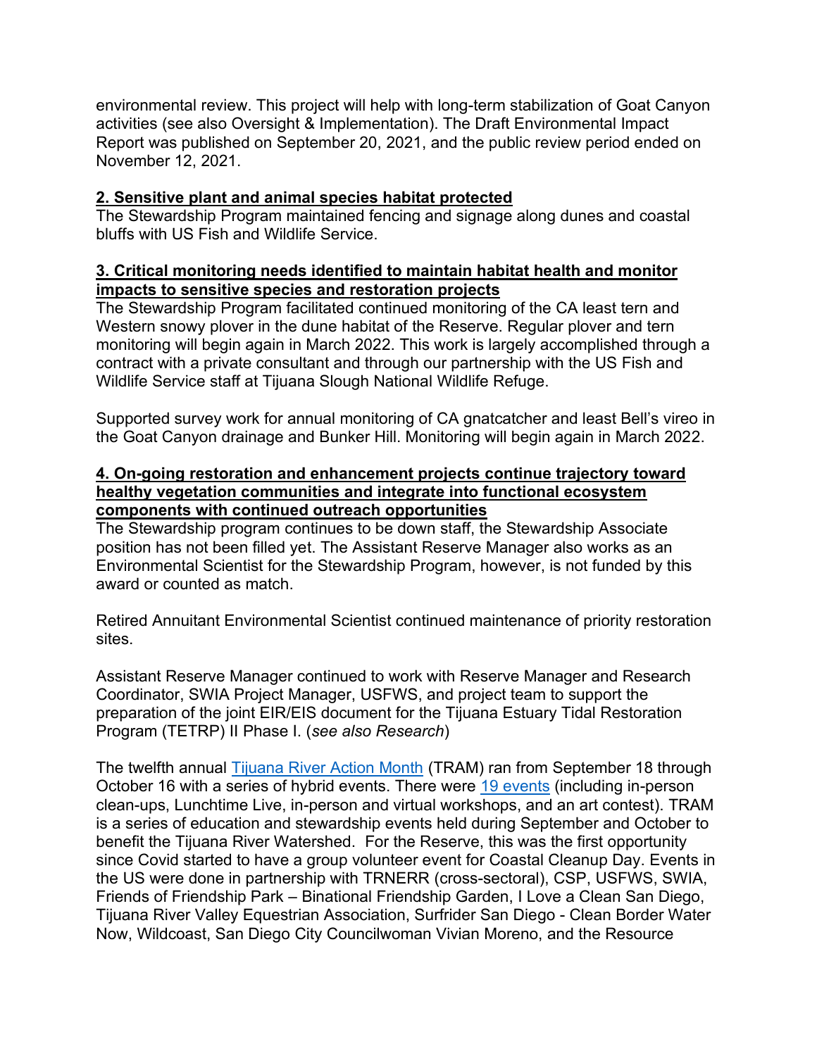environmental review. This project will help with long-term stabilization of Goat Canyon activities (see also Oversight & Implementation). The Draft Environmental Impact Report was published on September 20, 2021, and the public review period ended on November 12, 2021.

**2. Sensitive plant and animal species habitat protected**

The Stewardship Program maintained fencing and signage along dunes and coastal bluffs with US Fish and Wildlife Service.

**3. Critical monitoring needs identified to maintain habitat health and monitor impacts to sensitive species and restoration projects**

The Stewardship Program facilitated continued monitoring of the CA least tern and Western snowy plover in the dune habitat of the Reserve. Regular plover and tern monitoring will begin again in March 2022. This work is largely accomplished through a contract with a private consultant and through our partnership with the US Fish and Wildlife Service staff at Tijuana Slough National Wildlife Refuge.

Supported survey work for annual monitoring of CA gnatcatcher and least Bell's vireo in the Goat Canyon drainage and Bunker Hill. Monitoring will begin again in March 2022.

**4. On-going restoration and enhancement projects continue trajectory toward healthy vegetation communities and integrate into functional ecosystem components with continued outreach opportunities**

The Stewardship program continues to be down staff, the Stewardship Associate position has not been filled yet. The Assistant Reserve Manager also works as an Environmental Scientist for the Stewardship Program, however, is not funded by this award or counted as match.

Retired Annuitant Environmental Scientist continued maintenance of priority restoration sites.

Assistant Reserve Manager continued to work with Reserve Manager and Research Coordinator, SWIA Project Manager, USFWS, and project team to support the preparation of the joint EIR/EIS document for the Tijuana Estuary Tidal Restoration Program (TETRP) II Phase I. (*see also Research*)

The twelfth annual Tijuana River Action Month (TRAM) ran from September 18 through October 16 with a series of hybrid events. There were 19 events (including in-person clean-ups, Lunchtime Live, in-person and virtual workshops, and an art contest). TRAM is a series of education and stewardship events held during September and October to benefit the Tijuana River Watershed. For the Reserve, this was the first opportunity since Covid started to have a group volunteer event for Coastal Cleanup Day. Events in the US were done in partnership with TRNERR (cross-sectoral), CSP, USFWS, SWIA, Friends of Friendship Park – Binational Friendship Garden, I Love a Clean San Diego, Tijuana River Valley Equestrian Association, Surfrider San Diego - Clean Border Water Now, Wildcoast, San Diego City Councilwoman Vivian Moreno, and the Resource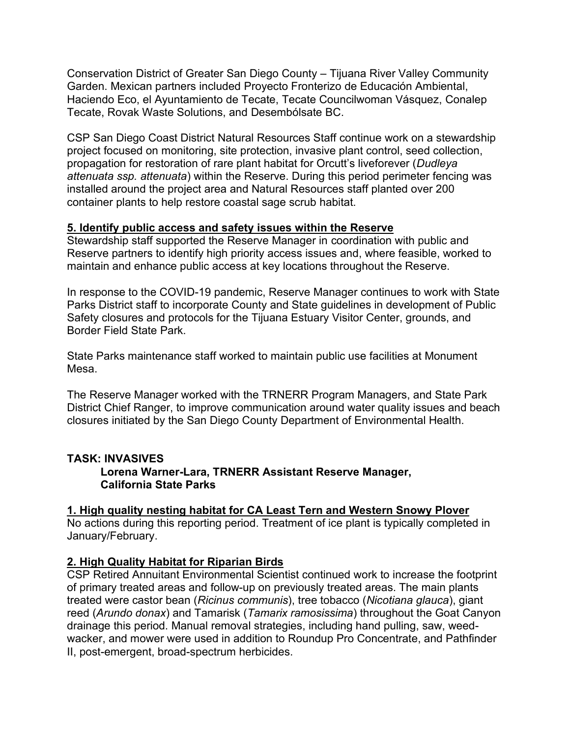Conservation District of Greater San Diego County – Tijuana River Valley Community Garden. Mexican partners included Proyecto Fronterizo de Educación Ambiental, Haciendo Eco, el Ayuntamiento de Tecate, Tecate Councilwoman Vásquez, Conalep Tecate, Rovak Waste Solutions, and Desembólsate BC.

CSP San Diego Coast District Natural Resources Staff continue work on a stewardship project focused on monitoring, site protection, invasive plant control, seed collection, propagation for restoration of rare plant habitat for Orcutt's liveforever (*Dudleya attenuata ssp. attenuata*) within the Reserve. During this period perimeter fencing was installed around the project area and Natural Resources staff planted over 200 container plants to help restore coastal sage scrub habitat.

**5. Identify public access and safety issues within the Reserve**

Stewardship staff supported the Reserve Manager in coordination with public and Reserve partners to identify high priority access issues and, where feasible, worked to maintain and enhance public access at key locations throughout the Reserve.

In response to the COVID-19 pandemic, Reserve Manager continues to work with State Parks District staff to incorporate County and State guidelines in development of Public Safety closures and protocols for the Tijuana Estuary Visitor Center, grounds, and Border Field State Park.

State Parks maintenance staff worked to maintain public use facilities at Monument Mesa.

The Reserve Manager worked with the TRNERR Program Managers, and State Park District Chief Ranger, to improve communication around water quality issues and beach closures initiated by the San Diego County Department of Environmental Health.

## TASK: INVASIVES

**Lorena Warner-Lara, TRNERR Assistant Reserve Manager, California State Parks**

**1. High quality nesting habitat for CA Least Tern and Western Snowy Plover**

No actions during this reporting period. Treatment of ice plant is typically completed in January/February.

**2. High Quality Habitat for Riparian Birds**

CSP Retired Annuitant Environmental Scientist continued work to increase the footprint of primary treated areas and follow-up on previously treated areas. The main plants treated were castor bean (*Ricinus communis*), tree tobacco (*Nicotiana glauca*), giant reed (*Arundo donax*) and Tamarisk (*Tamarix ramosissima*) throughout the Goat Canyon drainage this period. Manual removal strategies, including hand pulling, saw, weed-wacker, and mower were used in addition to Roundup Pro Concentrate, and Pathfinder II, post-emergent, broad-spectrum herbicides.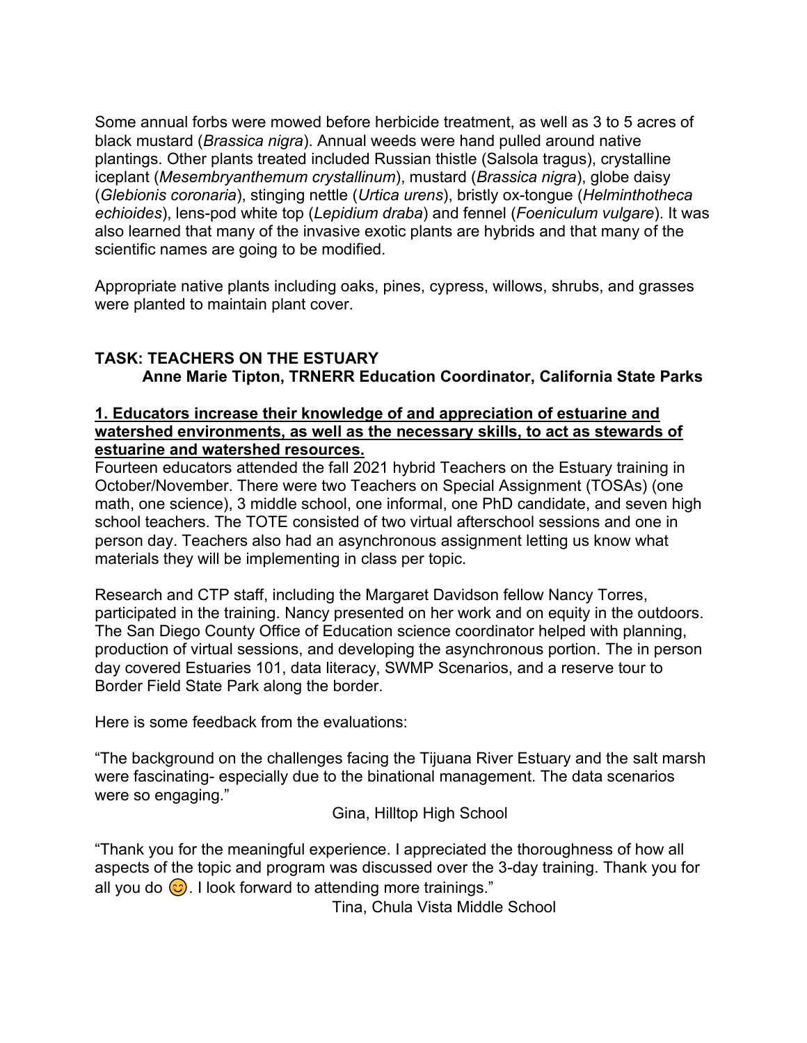Some annual forbs were mowed before herbicide treatment, as well as 3 to 5 acres of black mustard (*Brassica nigra*). Annual weeds were hand pulled around native plantings. Other plants treated included Russian thistle (Salsola tragus), crystalline iceplant (*Mesembryanthemum crystallinum*), mustard (*Brassica nigra*), globe daisy (*Glebionis coronaria*), stinging nettle (*Urtica urens*), bristly ox-tongue (*Helminthotheca echioides*), lens-pod white top (*Lepidium draba*) and fennel (*Foeniculum vulgare*). It was also learned that many of the invasive exotic plants are hybrids and that many of the scientific names are going to be modified.

Appropriate native plants including oaks, pines, cypress, willows, shrubs, and grasses were planted to maintain plant cover.

**TASK: TEACHERS ON THE ESTUARY**
**Anne Marie Tipton, TRNERR Education Coordinator, California State Parks**

**1. Educators increase their knowledge of and appreciation of estuarine and watershed environments, as well as the necessary skills, to act as stewards of estuarine and watershed resources.**

Fourteen educators attended the fall 2021 hybrid Teachers on the Estuary training in October/November. There were two Teachers on Special Assignment (TOSAs) (one math, one science), 3 middle school, one informal, one PhD candidate, and seven high school teachers. The TOTE consisted of two virtual afterschool sessions and one in person day. Teachers also had an asynchronous assignment letting us know what materials they will be implementing in class per topic.

Research and CTP staff, including the Margaret Davidson fellow Nancy Torres, participated in the training. Nancy presented on her work and on equity in the outdoors. The San Diego County Office of Education science coordinator helped with planning, production of virtual sessions, and developing the asynchronous portion. The in person day covered Estuaries 101, data literacy, SWMP Scenarios, and a reserve tour to Border Field State Park along the border.

Here is some feedback from the evaluations:

"The background on the challenges facing the Tijuana River Estuary and the salt marsh were fascinating- especially due to the binational management. The data scenarios were so engaging."

Gina, Hilltop High School

"Thank you for the meaningful experience. I appreciated the thoroughness of how all aspects of the topic and program was discussed over the 3-day training. Thank you for all you do 😊. I look forward to attending more trainings."

Tina, Chula Vista Middle School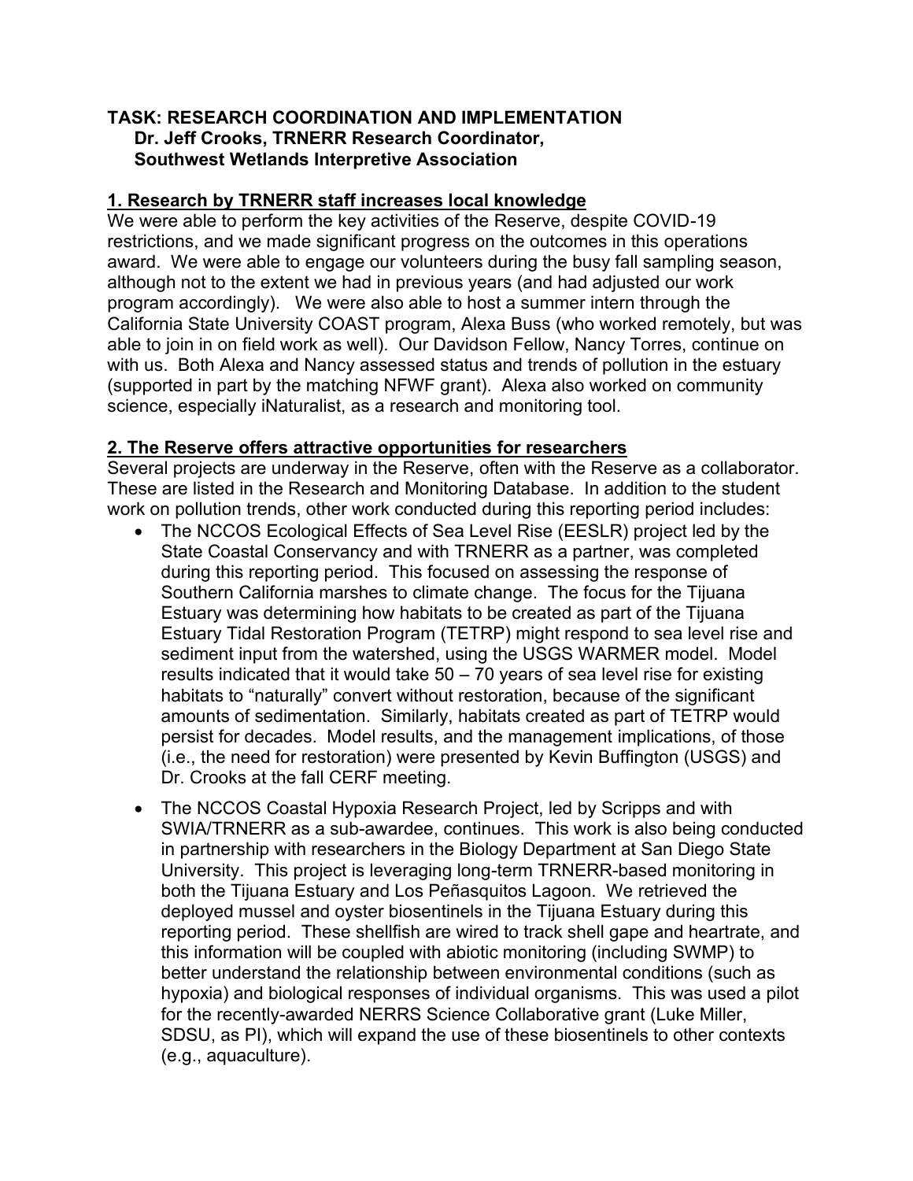**TASK: RESEARCH COORDINATION AND IMPLEMENTATION**
**Dr. Jeff Crooks, TRNERR Research Coordinator,**
**Southwest Wetlands Interpretive Association**

**1. Research by TRNERR staff increases local knowledge**

We were able to perform the key activities of the Reserve, despite COVID-19 restrictions, and we made significant progress on the outcomes in this operations award. We were able to engage our volunteers during the busy fall sampling season, although not to the extent we had in previous years (and had adjusted our work program accordingly). We were also able to host a summer intern through the California State University COAST program, Alexa Buss (who worked remotely, but was able to join in on field work as well). Our Davidson Fellow, Nancy Torres, continue on with us. Both Alexa and Nancy assessed status and trends of pollution in the estuary (supported in part by the matching NFWF grant). Alexa also worked on community science, especially iNaturalist, as a research and monitoring tool.

**2. The Reserve offers attractive opportunities for researchers**

Several projects are underway in the Reserve, often with the Reserve as a collaborator. These are listed in the Research and Monitoring Database. In addition to the student work on pollution trends, other work conducted during this reporting period includes:

- The NCCOS Ecological Effects of Sea Level Rise (EESLR) project led by the State Coastal Conservancy and with TRNERR as a partner, was completed during this reporting period. This focused on assessing the response of Southern California marshes to climate change. The focus for the Tijuana Estuary was determining how habitats to be created as part of the Tijuana Estuary Tidal Restoration Program (TETRP) might respond to sea level rise and sediment input from the watershed, using the USGS WARMER model. Model results indicated that it would take 50 – 70 years of sea level rise for existing habitats to "naturally" convert without restoration, because of the significant amounts of sedimentation. Similarly, habitats created as part of TETRP would persist for decades. Model results, and the management implications, of those (i.e., the need for restoration) were presented by Kevin Buffington (USGS) and Dr. Crooks at the fall CERF meeting.

- The NCCOS Coastal Hypoxia Research Project, led by Scripps and with SWIA/TRNERR as a sub-awardee, continues. This work is also being conducted in partnership with researchers in the Biology Department at San Diego State University. This project is leveraging long-term TRNERR-based monitoring in both the Tijuana Estuary and Los Peñasquitos Lagoon. We retrieved the deployed mussel and oyster biosentinels in the Tijuana Estuary during this reporting period. These shellfish are wired to track shell gape and heartrate, and this information will be coupled with abiotic monitoring (including SWMP) to better understand the relationship between environmental conditions (such as hypoxia) and biological responses of individual organisms. This was used a pilot for the recently-awarded NERRS Science Collaborative grant (Luke Miller, SDSU, as PI), which will expand the use of these biosentinels to other contexts (e.g., aquaculture).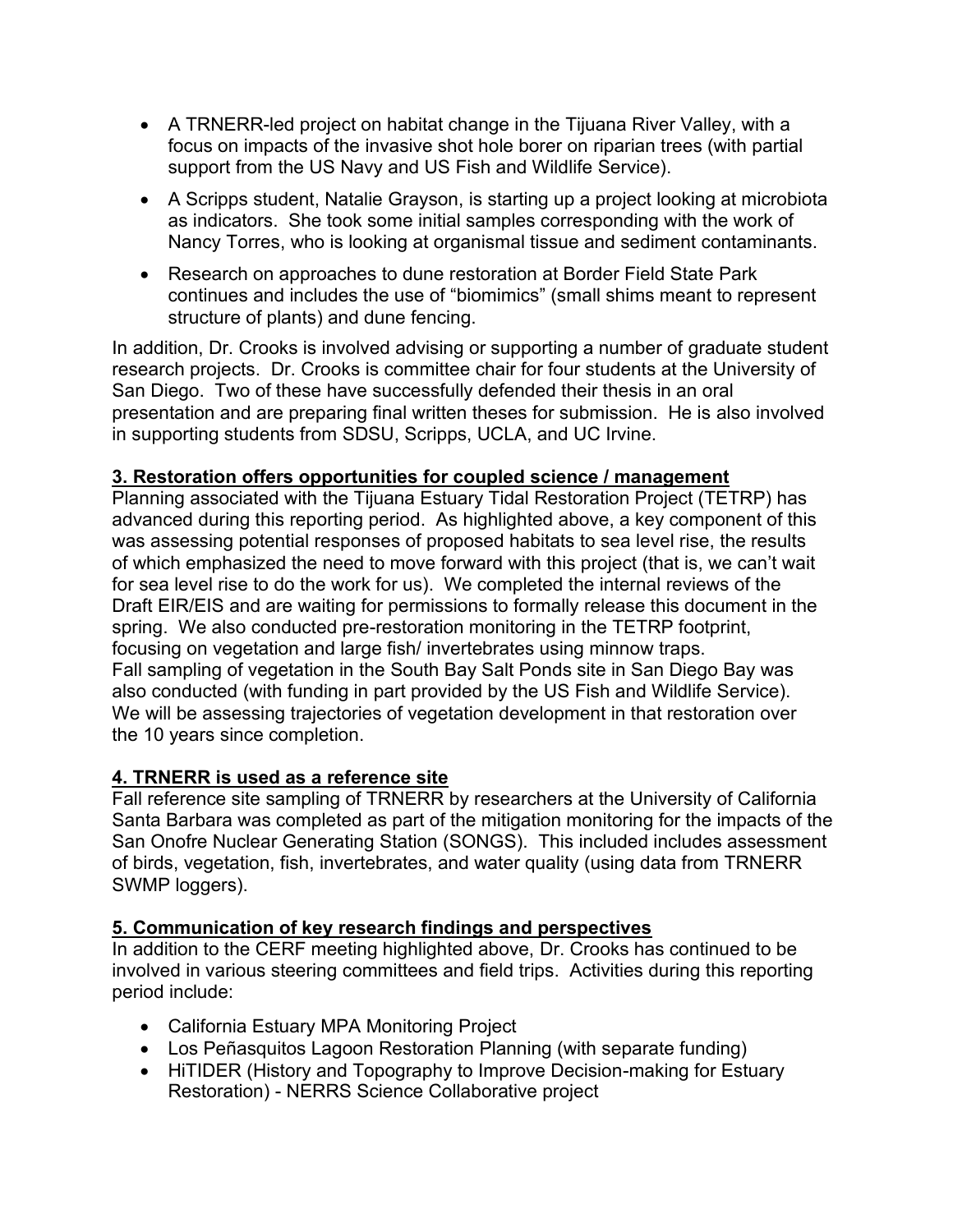- A TRNERR-led project on habitat change in the Tijuana River Valley, with a focus on impacts of the invasive shot hole borer on riparian trees (with partial support from the US Navy and US Fish and Wildlife Service).
- A Scripps student, Natalie Grayson, is starting up a project looking at microbiota as indicators. She took some initial samples corresponding with the work of Nancy Torres, who is looking at organismal tissue and sediment contaminants.
- Research on approaches to dune restoration at Border Field State Park continues and includes the use of "biomimics" (small shims meant to represent structure of plants) and dune fencing.

In addition, Dr. Crooks is involved advising or supporting a number of graduate student research projects. Dr. Crooks is committee chair for four students at the University of San Diego. Two of these have successfully defended their thesis in an oral presentation and are preparing final written theses for submission. He is also involved in supporting students from SDSU, Scripps, UCLA, and UC Irvine.

**3. Restoration offers opportunities for coupled science / management**

Planning associated with the Tijuana Estuary Tidal Restoration Project (TETRP) has advanced during this reporting period. As highlighted above, a key component of this was assessing potential responses of proposed habitats to sea level rise, the results of which emphasized the need to move forward with this project (that is, we can't wait for sea level rise to do the work for us). We completed the internal reviews of the Draft EIR/EIS and are waiting for permissions to formally release this document in the spring. We also conducted pre-restoration monitoring in the TETRP footprint, focusing on vegetation and large fish/ invertebrates using minnow traps.
Fall sampling of vegetation in the South Bay Salt Ponds site in San Diego Bay was also conducted (with funding in part provided by the US Fish and Wildlife Service). We will be assessing trajectories of vegetation development in that restoration over the 10 years since completion.

**4. TRNERR is used as a reference site**

Fall reference site sampling of TRNERR by researchers at the University of California Santa Barbara was completed as part of the mitigation monitoring for the impacts of the San Onofre Nuclear Generating Station (SONGS). This included includes assessment of birds, vegetation, fish, invertebrates, and water quality (using data from TRNERR SWMP loggers).

**5. Communication of key research findings and perspectives**

In addition to the CERF meeting highlighted above, Dr. Crooks has continued to be involved in various steering committees and field trips. Activities during this reporting period include:

- California Estuary MPA Monitoring Project
- Los Peñasquitos Lagoon Restoration Planning (with separate funding)
- HiTIDER (History and Topography to Improve Decision-making for Estuary Restoration) - NERRS Science Collaborative project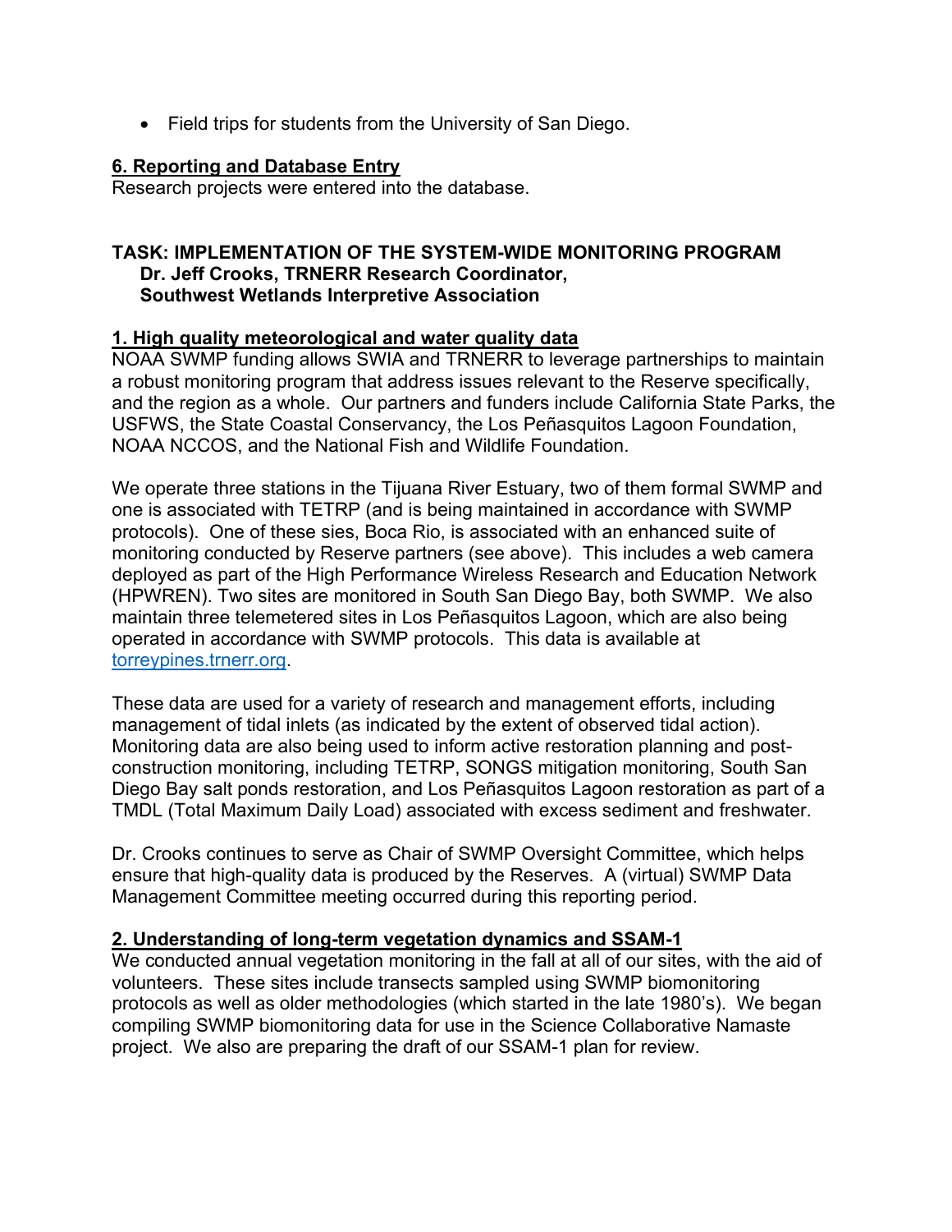- Field trips for students from the University of San Diego.

**6. Reporting and Database Entry**

Research projects were entered into the database.

**TASK: IMPLEMENTATION OF THE SYSTEM-WIDE MONITORING PROGRAM**
**Dr. Jeff Crooks, TRNERR Research Coordinator,**
**Southwest Wetlands Interpretive Association**

**1. High quality meteorological and water quality data**

NOAA SWMP funding allows SWIA and TRNERR to leverage partnerships to maintain a robust monitoring program that address issues relevant to the Reserve specifically, and the region as a whole. Our partners and funders include California State Parks, the USFWS, the State Coastal Conservancy, the Los Peñasquitos Lagoon Foundation, NOAA NCCOS, and the National Fish and Wildlife Foundation.

We operate three stations in the Tijuana River Estuary, two of them formal SWMP and one is associated with TETRP (and is being maintained in accordance with SWMP protocols). One of these sies, Boca Rio, is associated with an enhanced suite of monitoring conducted by Reserve partners (see above). This includes a web camera deployed as part of the High Performance Wireless Research and Education Network (HPWREN). Two sites are monitored in South San Diego Bay, both SWMP. We also maintain three telemetered sites in Los Peñasquitos Lagoon, which are also being operated in accordance with SWMP protocols. This data is available at [torreypines.trnerr.org](torreypines.trnerr.org).

These data are used for a variety of research and management efforts, including management of tidal inlets (as indicated by the extent of observed tidal action). Monitoring data are also being used to inform active restoration planning and post-construction monitoring, including TETRP, SONGS mitigation monitoring, South San Diego Bay salt ponds restoration, and Los Peñasquitos Lagoon restoration as part of a TMDL (Total Maximum Daily Load) associated with excess sediment and freshwater.

Dr. Crooks continues to serve as Chair of SWMP Oversight Committee, which helps ensure that high-quality data is produced by the Reserves. A (virtual) SWMP Data Management Committee meeting occurred during this reporting period.

**2. Understanding of long-term vegetation dynamics and SSAM-1**

We conducted annual vegetation monitoring in the fall at all of our sites, with the aid of volunteers. These sites include transects sampled using SWMP biomonitoring protocols as well as older methodologies (which started in the late 1980's). We began compiling SWMP biomonitoring data for use in the Science Collaborative Namaste project. We also are preparing the draft of our SSAM-1 plan for review.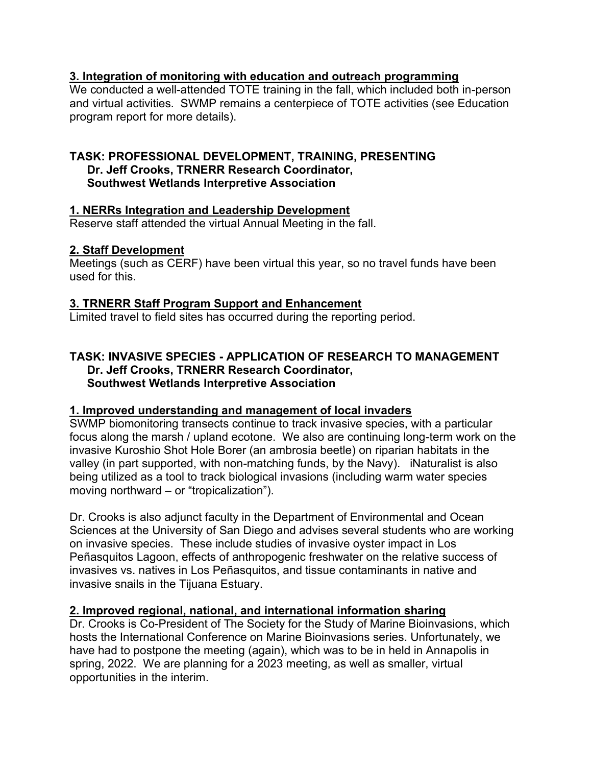**3. Integration of monitoring with education and outreach programming**

We conducted a well-attended TOTE training in the fall, which included both in-person and virtual activities. SWMP remains a centerpiece of TOTE activities (see Education program report for more details).

## TASK: PROFESSIONAL DEVELOPMENT, TRAINING, PRESENTING

**Dr. Jeff Crooks, TRNERR Research Coordinator, Southwest Wetlands Interpretive Association**

**1. NERRs Integration and Leadership Development**

Reserve staff attended the virtual Annual Meeting in the fall.

**2. Staff Development**

Meetings (such as CERF) have been virtual this year, so no travel funds have been used for this.

**3. TRNERR Staff Program Support and Enhancement**

Limited travel to field sites has occurred during the reporting period.

## TASK: INVASIVE SPECIES - APPLICATION OF RESEARCH TO MANAGEMENT

**Dr. Jeff Crooks, TRNERR Research Coordinator, Southwest Wetlands Interpretive Association**

**1. Improved understanding and management of local invaders**

SWMP biomonitoring transects continue to track invasive species, with a particular focus along the marsh / upland ecotone. We also are continuing long-term work on the invasive Kuroshio Shot Hole Borer (an ambrosia beetle) on riparian habitats in the valley (in part supported, with non-matching funds, by the Navy). iNaturalist is also being utilized as a tool to track biological invasions (including warm water species moving northward – or "tropicalization").

Dr. Crooks is also adjunct faculty in the Department of Environmental and Ocean Sciences at the University of San Diego and advises several students who are working on invasive species. These include studies of invasive oyster impact in Los Peñasquitos Lagoon, effects of anthropogenic freshwater on the relative success of invasives vs. natives in Los Peñasquitos, and tissue contaminants in native and invasive snails in the Tijuana Estuary.

**2. Improved regional, national, and international information sharing**

Dr. Crooks is Co-President of The Society for the Study of Marine Bioinvasions, which hosts the International Conference on Marine Bioinvasions series. Unfortunately, we have had to postpone the meeting (again), which was to be in held in Annapolis in spring, 2022. We are planning for a 2023 meeting, as well as smaller, virtual opportunities in the interim.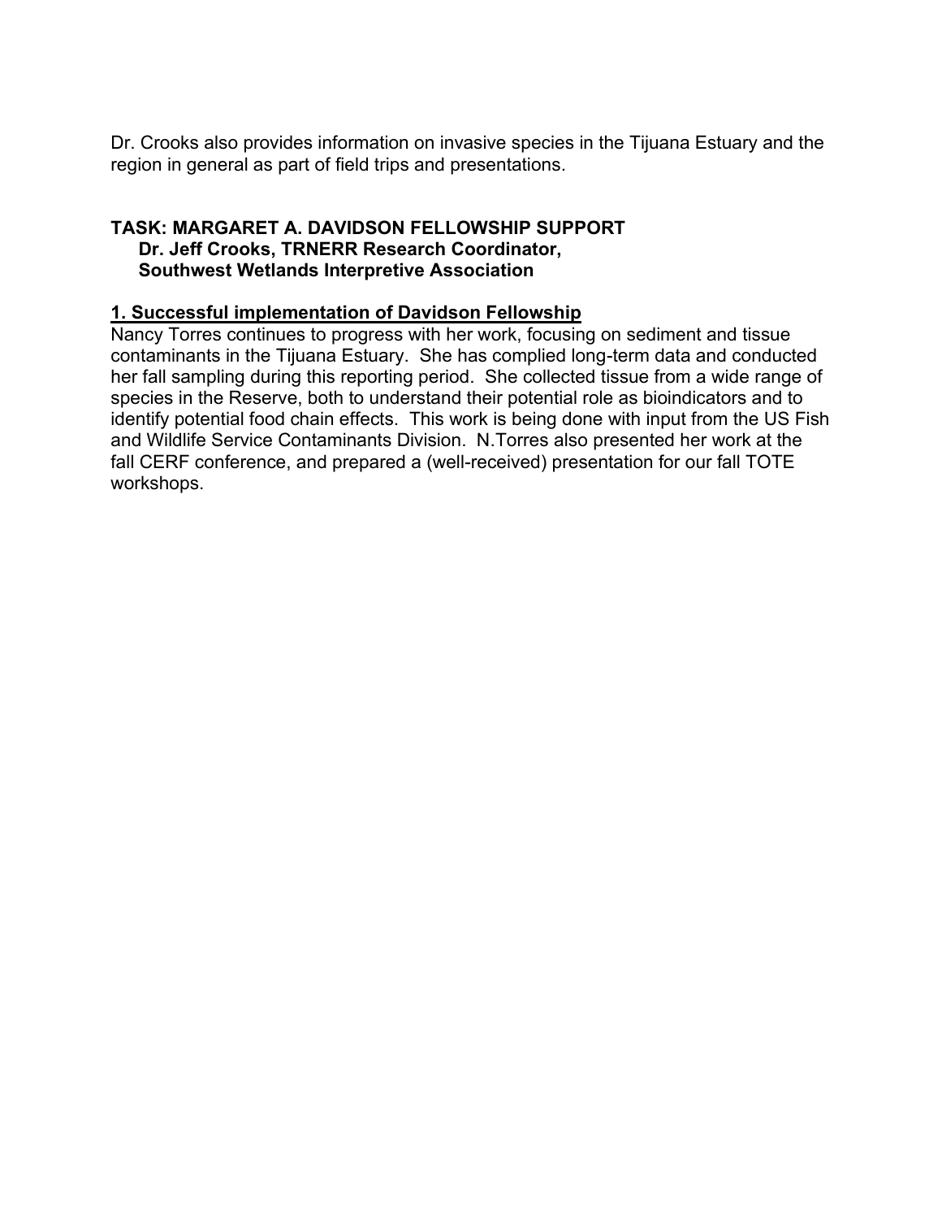Dr. Crooks also provides information on invasive species in the Tijuana Estuary and the region in general as part of field trips and presentations.

**TASK: MARGARET A. DAVIDSON FELLOWSHIP SUPPORT**
**Dr. Jeff Crooks, TRNERR Research Coordinator,**
**Southwest Wetlands Interpretive Association**

**1. Successful implementation of Davidson Fellowship**

Nancy Torres continues to progress with her work, focusing on sediment and tissue contaminants in the Tijuana Estuary. She has complied long-term data and conducted her fall sampling during this reporting period. She collected tissue from a wide range of species in the Reserve, both to understand their potential role as bioindicators and to identify potential food chain effects. This work is being done with input from the US Fish and Wildlife Service Contaminants Division. N.Torres also presented her work at the fall CERF conference, and prepared a (well-received) presentation for our fall TOTE workshops.